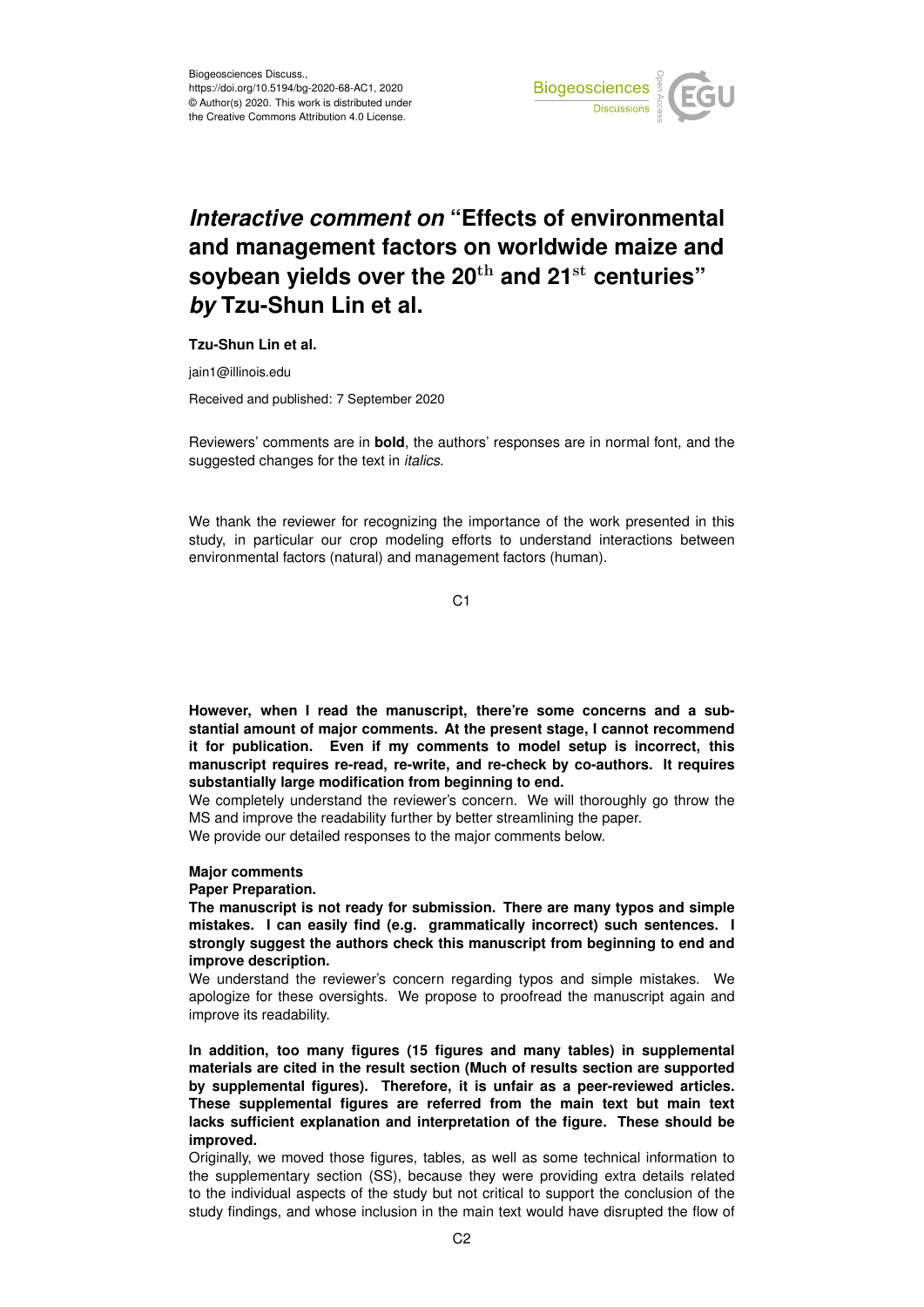Biogeosciences Discuss.,
https://doi.org/10.5194/bg-2020-68-AC1, 2020
© Author(s) 2020. This work is distributed under
the Creative Commons Attribution 4.0 License.

# *Interactive comment on* "Effects of environmental and management factors on worldwide maize and soybean yields over the 20$^{\mathrm{th}}$ and 21$^{\mathrm{st}}$ centuries" *by* Tzu-Shun Lin et al.

**Tzu-Shun Lin et al.**

jain1@illinois.edu

Received and published: 7 September 2020

Reviewers' comments are in **bold**, the authors' responses are in normal font, and the suggested changes for the text in *italics*.

We thank the reviewer for recognizing the importance of the work presented in this study, in particular our crop modeling efforts to understand interactions between environmental factors (natural) and management factors (human).

**However, when I read the manuscript, there're some concerns and a substantial amount of major comments. At the present stage, I cannot recommend it for publication. Even if my comments to model setup is incorrect, this manuscript requires re-read, re-write, and re-check by co-authors. It requires substantially large modification from beginning to end.**

We completely understand the reviewer's concern. We will thoroughly go throw the MS and improve the readability further by better streamlining the paper.

We provide our detailed responses to the major comments below.

**Major comments**

**Paper Preparation.**

**The manuscript is not ready for submission. There are many typos and simple mistakes. I can easily find (e.g. grammatically incorrect) such sentences. I strongly suggest the authors check this manuscript from beginning to end and improve description.**

We understand the reviewer's concern regarding typos and simple mistakes. We apologize for these oversights. We propose to proofread the manuscript again and improve its readability.

**In addition, too many figures (15 figures and many tables) in supplemental materials are cited in the result section (Much of results section are supported by supplemental figures). Therefore, it is unfair as a peer-reviewed articles. These supplemental figures are referred from the main text but main text lacks sufficient explanation and interpretation of the figure. These should be improved.**

Originally, we moved those figures, tables, as well as some technical information to the supplementary section (SS), because they were providing extra details related to the individual aspects of the study but not critical to support the conclusion of the study findings, and whose inclusion in the main text would have disrupted the flow of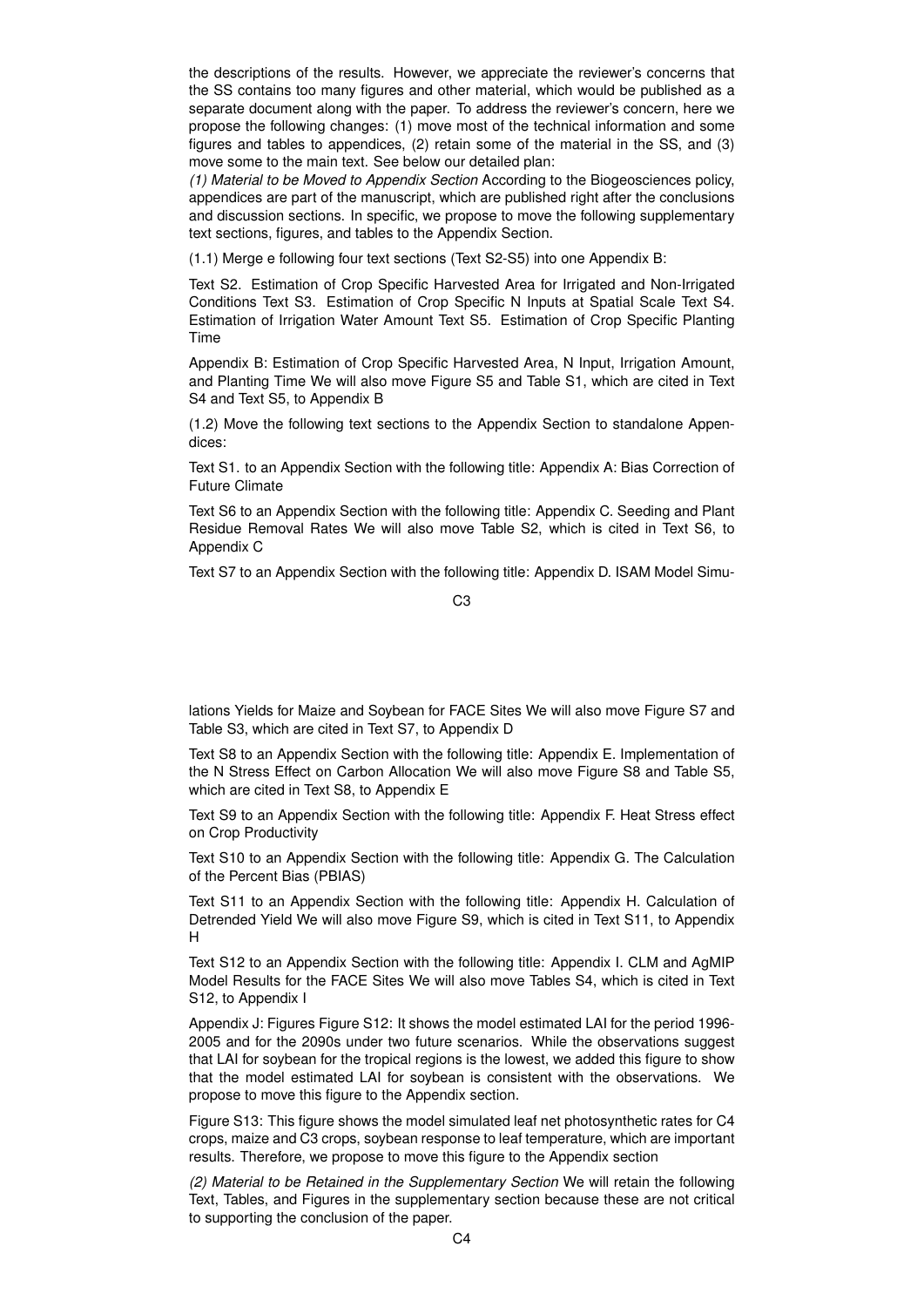the descriptions of the results. However, we appreciate the reviewer's concerns that the SS contains too many figures and other material, which would be published as a separate document along with the paper. To address the reviewer's concern, here we propose the following changes: (1) move most of the technical information and some figures and tables to appendices, (2) retain some of the material in the SS, and (3) move some to the main text. See below our detailed plan:

*(1) Material to be Moved to Appendix Section* According to the Biogeosciences policy, appendices are part of the manuscript, which are published right after the conclusions and discussion sections. In specific, we propose to move the following supplementary text sections, figures, and tables to the Appendix Section.

(1.1) Merge e following four text sections (Text S2-S5) into one Appendix B:

Text S2. Estimation of Crop Specific Harvested Area for Irrigated and Non-Irrigated Conditions Text S3. Estimation of Crop Specific N Inputs at Spatial Scale Text S4. Estimation of Irrigation Water Amount Text S5. Estimation of Crop Specific Planting Time

Appendix B: Estimation of Crop Specific Harvested Area, N Input, Irrigation Amount, and Planting Time We will also move Figure S5 and Table S1, which are cited in Text S4 and Text S5, to Appendix B

(1.2) Move the following text sections to the Appendix Section to standalone Appendices:

Text S1. to an Appendix Section with the following title: Appendix A: Bias Correction of Future Climate

Text S6 to an Appendix Section with the following title: Appendix C. Seeding and Plant Residue Removal Rates We will also move Table S2, which is cited in Text S6, to Appendix C

Text S7 to an Appendix Section with the following title: Appendix D. ISAM Model Simulations Yields for Maize and Soybean for FACE Sites We will also move Figure S7 and Table S3, which are cited in Text S7, to Appendix D

Text S8 to an Appendix Section with the following title: Appendix E. Implementation of the N Stress Effect on Carbon Allocation We will also move Figure S8 and Table S5, which are cited in Text S8, to Appendix E

Text S9 to an Appendix Section with the following title: Appendix F. Heat Stress effect on Crop Productivity

Text S10 to an Appendix Section with the following title: Appendix G. The Calculation of the Percent Bias (PBIAS)

Text S11 to an Appendix Section with the following title: Appendix H. Calculation of Detrended Yield We will also move Figure S9, which is cited in Text S11, to Appendix H

Text S12 to an Appendix Section with the following title: Appendix I. CLM and AgMIP Model Results for the FACE Sites We will also move Tables S4, which is cited in Text S12, to Appendix I

Appendix J: Figures Figure S12: It shows the model estimated LAI for the period 1996-2005 and for the 2090s under two future scenarios. While the observations suggest that LAI for soybean for the tropical regions is the lowest, we added this figure to show that the model estimated LAI for soybean is consistent with the observations. We propose to move this figure to the Appendix section.

Figure S13: This figure shows the model simulated leaf net photosynthetic rates for C4 crops, maize and C3 crops, soybean response to leaf temperature, which are important results. Therefore, we propose to move this figure to the Appendix section

*(2) Material to be Retained in the Supplementary Section* We will retain the following Text, Tables, and Figures in the supplementary section because these are not critical to supporting the conclusion of the paper.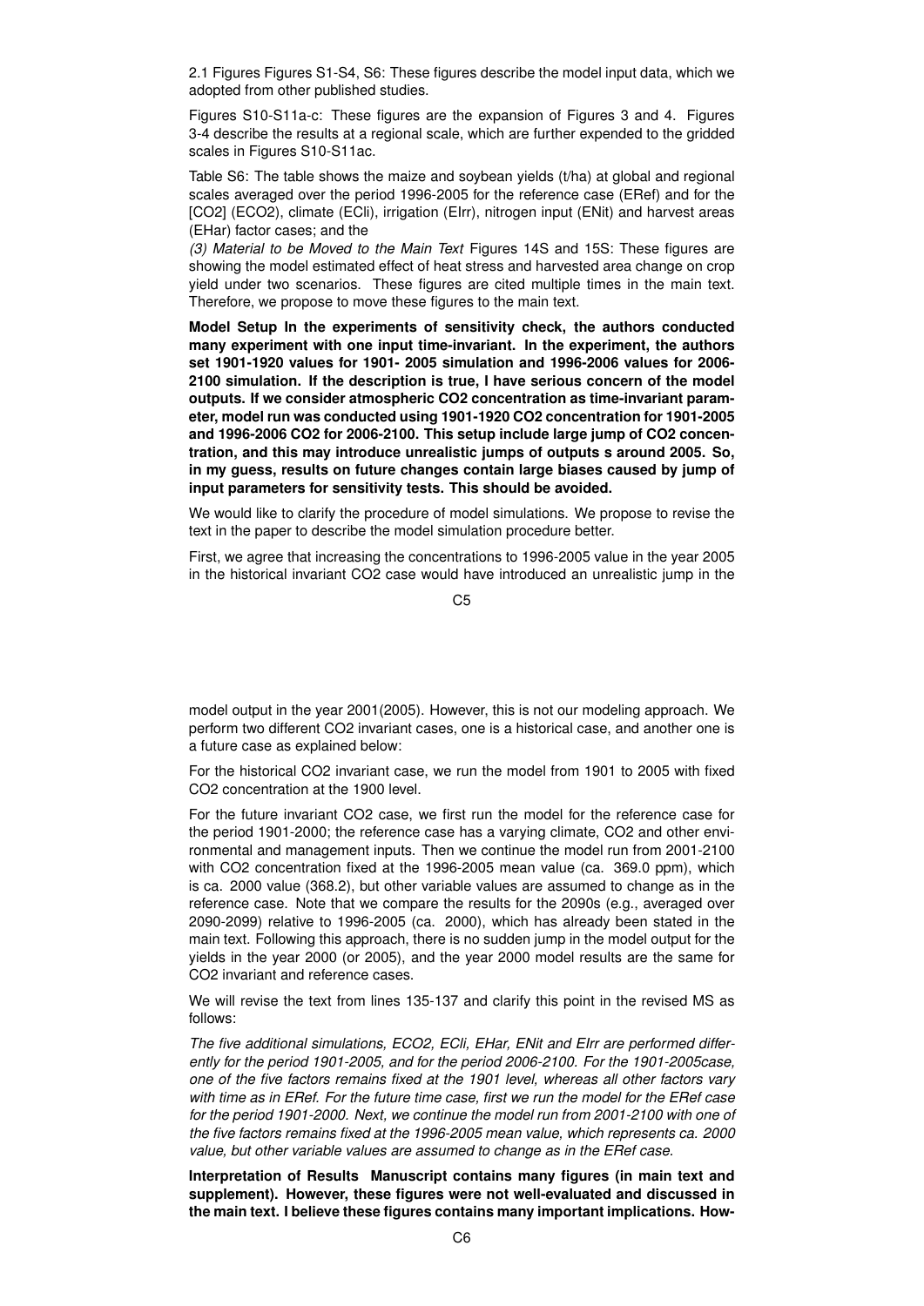2.1 Figures Figures S1-S4, S6: These figures describe the model input data, which we adopted from other published studies.

Figures S10-S11a-c: These figures are the expansion of Figures 3 and 4. Figures 3-4 describe the results at a regional scale, which are further expended to the gridded scales in Figures S10-S11ac.

Table S6: The table shows the maize and soybean yields (t/ha) at global and regional scales averaged over the period 1996-2005 for the reference case (ERef) and for the [CO2] (ECO2), climate (ECli), irrigation (EIrr), nitrogen input (ENit) and harvest areas (EHar) factor cases; and the

*(3) Material to be Moved to the Main Text* Figures 14S and 15S: These figures are showing the model estimated effect of heat stress and harvested area change on crop yield under two scenarios. These figures are cited multiple times in the main text. Therefore, we propose to move these figures to the main text.

**Model Setup In the experiments of sensitivity check, the authors conducted many experiment with one input time-invariant. In the experiment, the authors set 1901-1920 values for 1901- 2005 simulation and 1996-2006 values for 2006-2100 simulation. If the description is true, I have serious concern of the model outputs. If we consider atmospheric CO2 concentration as time-invariant parameter, model run was conducted using 1901-1920 CO2 concentration for 1901-2005 and 1996-2006 CO2 for 2006-2100. This setup include large jump of CO2 concentration, and this may introduce unrealistic jumps of outputs s around 2005. So, in my guess, results on future changes contain large biases caused by jump of input parameters for sensitivity tests. This should be avoided.**

We would like to clarify the procedure of model simulations. We propose to revise the text in the paper to describe the model simulation procedure better.

First, we agree that increasing the concentrations to 1996-2005 value in the year 2005 in the historical invariant CO2 case would have introduced an unrealistic jump in the model output in the year 2001(2005). However, this is not our modeling approach. We perform two different CO2 invariant cases, one is a historical case, and another one is a future case as explained below:

For the historical CO2 invariant case, we run the model from 1901 to 2005 with fixed CO2 concentration at the 1900 level.

For the future invariant CO2 case, we first run the model for the reference case for the period 1901-2000; the reference case has a varying climate, CO2 and other environmental and management inputs. Then we continue the model run from 2001-2100 with CO2 concentration fixed at the 1996-2005 mean value (ca. 369.0 ppm), which is ca. 2000 value (368.2), but other variable values are assumed to change as in the reference case. Note that we compare the results for the 2090s (e.g., averaged over 2090-2099) relative to 1996-2005 (ca. 2000), which has already been stated in the main text. Following this approach, there is no sudden jump in the model output for the yields in the year 2000 (or 2005), and the year 2000 model results are the same for CO2 invariant and reference cases.

We will revise the text from lines 135-137 and clarify this point in the revised MS as follows:

*The five additional simulations, ECO2, ECli, EHar, ENit and EIrr are performed differently for the period 1901-2005, and for the period 2006-2100. For the 1901-2005case, one of the five factors remains fixed at the 1901 level, whereas all other factors vary with time as in ERef. For the future time case, first we run the model for the ERef case for the period 1901-2000. Next, we continue the model run from 2001-2100 with one of the five factors remains fixed at the 1996-2005 mean value, which represents ca. 2000 value, but other variable values are assumed to change as in the ERef case.*

**Interpretation of Results Manuscript contains many figures (in main text and supplement). However, these figures were not well-evaluated and discussed in the main text. I believe these figures contains many important implications. How-**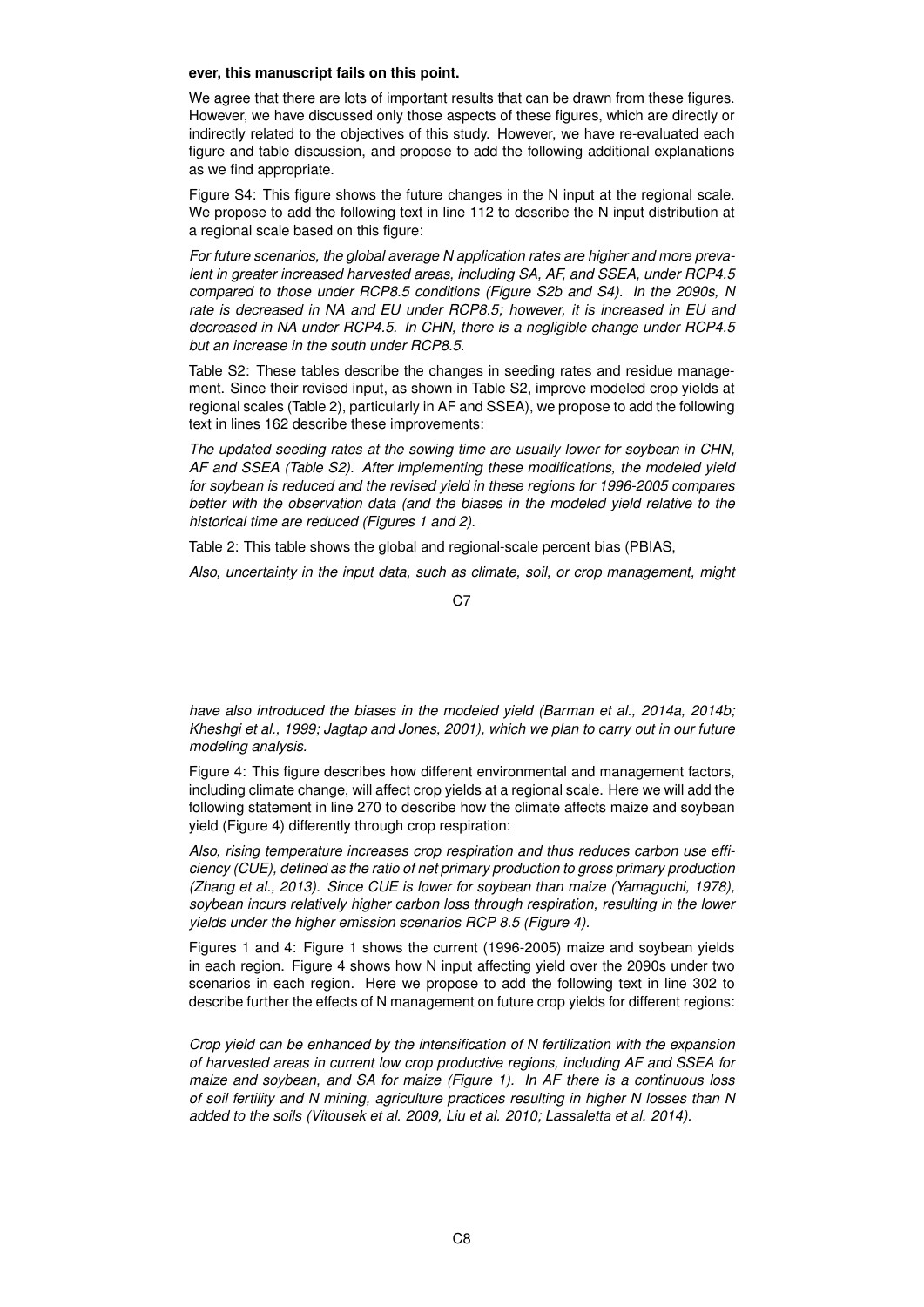**ever, this manuscript fails on this point.**

We agree that there are lots of important results that can be drawn from these figures. However, we have discussed only those aspects of these figures, which are directly or indirectly related to the objectives of this study. However, we have re-evaluated each figure and table discussion, and propose to add the following additional explanations as we find appropriate.

Figure S4: This figure shows the future changes in the N input at the regional scale. We propose to add the following text in line 112 to describe the N input distribution at a regional scale based on this figure:

*For future scenarios, the global average N application rates are higher and more prevalent in greater increased harvested areas, including SA, AF, and SSEA, under RCP4.5 compared to those under RCP8.5 conditions (Figure S2b and S4). In the 2090s, N rate is decreased in NA and EU under RCP8.5; however, it is increased in EU and decreased in NA under RCP4.5. In CHN, there is a negligible change under RCP4.5 but an increase in the south under RCP8.5.*

Table S2: These tables describe the changes in seeding rates and residue management. Since their revised input, as shown in Table S2, improve modeled crop yields at regional scales (Table 2), particularly in AF and SSEA), we propose to add the following text in lines 162 describe these improvements:

*The updated seeding rates at the sowing time are usually lower for soybean in CHN, AF and SSEA (Table S2). After implementing these modifications, the modeled yield for soybean is reduced and the revised yield in these regions for 1996-2005 compares better with the observation data (and the biases in the modeled yield relative to the historical time are reduced (Figures 1 and 2).*

Table 2: This table shows the global and regional-scale percent bias (PBIAS,

*Also, uncertainty in the input data, such as climate, soil, or crop management, might have also introduced the biases in the modeled yield (Barman et al., 2014a, 2014b; Kheshgi et al., 1999; Jagtap and Jones, 2001), which we plan to carry out in our future modeling analysis.*

Figure 4: This figure describes how different environmental and management factors, including climate change, will affect crop yields at a regional scale. Here we will add the following statement in line 270 to describe how the climate affects maize and soybean yield (Figure 4) differently through crop respiration:

*Also, rising temperature increases crop respiration and thus reduces carbon use efficiency (CUE), defined as the ratio of net primary production to gross primary production (Zhang et al., 2013). Since CUE is lower for soybean than maize (Yamaguchi, 1978), soybean incurs relatively higher carbon loss through respiration, resulting in the lower yields under the higher emission scenarios RCP 8.5 (Figure 4).*

Figures 1 and 4: Figure 1 shows the current (1996-2005) maize and soybean yields in each region. Figure 4 shows how N input affecting yield over the 2090s under two scenarios in each region. Here we propose to add the following text in line 302 to describe further the effects of N management on future crop yields for different regions:

*Crop yield can be enhanced by the intensification of N fertilization with the expansion of harvested areas in current low crop productive regions, including AF and SSEA for maize and soybean, and SA for maize (Figure 1). In AF there is a continuous loss of soil fertility and N mining, agriculture practices resulting in higher N losses than N added to the soils (Vitousek et al. 2009, Liu et al. 2010; Lassaletta et al. 2014).*